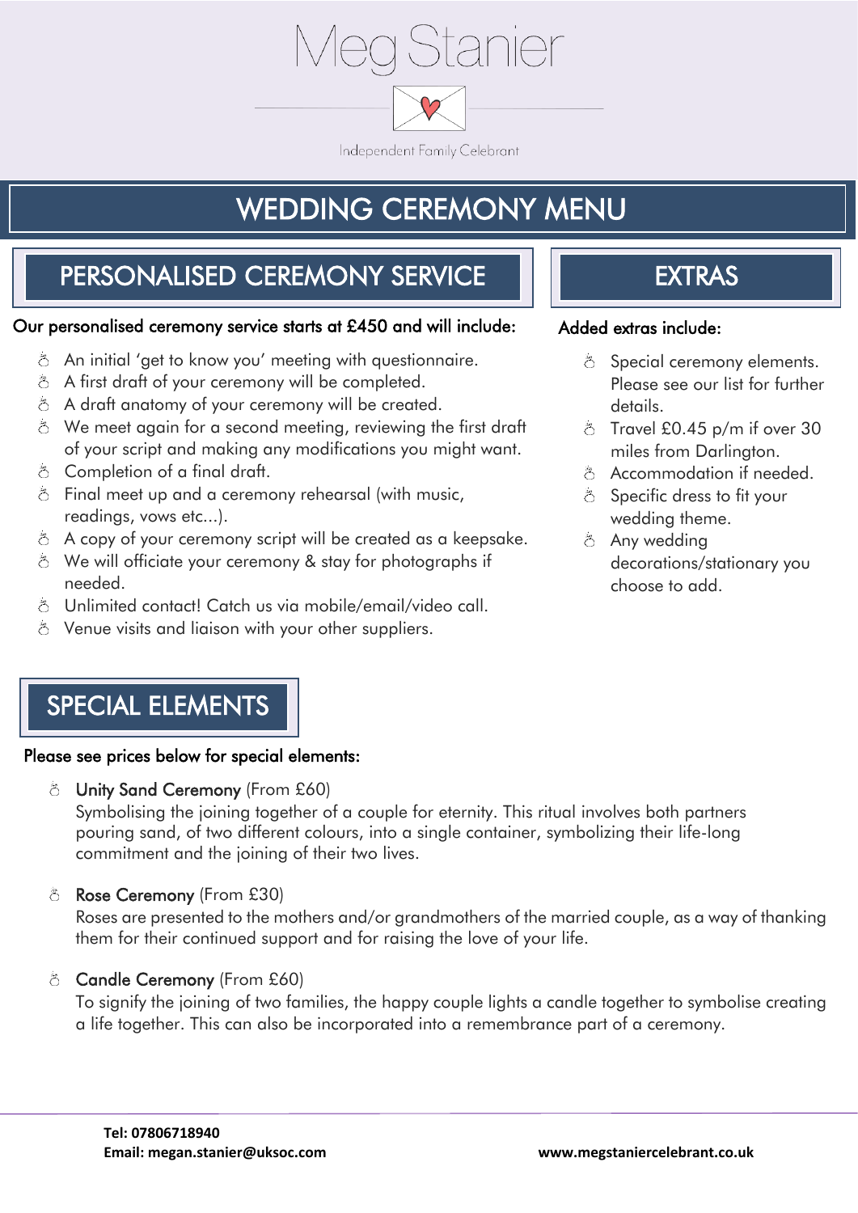# Meg Stanier

Independent Family Celebrant

# WEDDING CEREMONY MENU

## PERSONALISED CEREMONY SERVICE

Our personalised ceremony service starts at £450 and will include:

- An initial 'get to know you' meeting with questionnaire.
- A first draft of your ceremony will be completed.
- A draft anatomy of your ceremony will be created.
- We meet again for a second meeting, reviewing the first draft of your script and making any modifications you might want.
- Completion of a final draft.
- Final meet up and a ceremony rehearsal (with music, readings, vows etc...).
- A copy of your ceremony script will be created as a keepsake.
- We will officiate your ceremony & stay for photographs if needed.
- Unlimited contact! Catch us via mobile/email/video call.
- Venue visits and liaison with your other suppliers.

## EXTRAS

Added extras include:

- Special ceremony elements. Please see our list for further details.
- Travel £0.45 p/m if over 30 miles from Darlington.
- Accommodation if needed.
- Specific dress to fit your wedding theme.
- Any wedding decorations/stationary you choose to add.

## SPECIAL ELEMENTS

Please see prices below for special elements:

- **Unity Sand Ceremony** (From £60)
  Symbolising the joining together of a couple for eternity. This ritual involves both partners pouring sand, of two different colours, into a single container, symbolizing their life-long commitment and the joining of their two lives.

- **Rose Ceremony** (From £30)
  Roses are presented to the mothers and/or grandmothers of the married couple, as a way of thanking them for their continued support and for raising the love of your life.

- **Candle Ceremony** (From £60)
  To signify the joining of two families, the happy couple lights a candle together to symbolise creating a life together. This can also be incorporated into a remembrance part of a ceremony.

**Tel: 07806718940**
**Email: megan.stanier@uksoc.com**
**www.megstaniercelebrant.co.uk**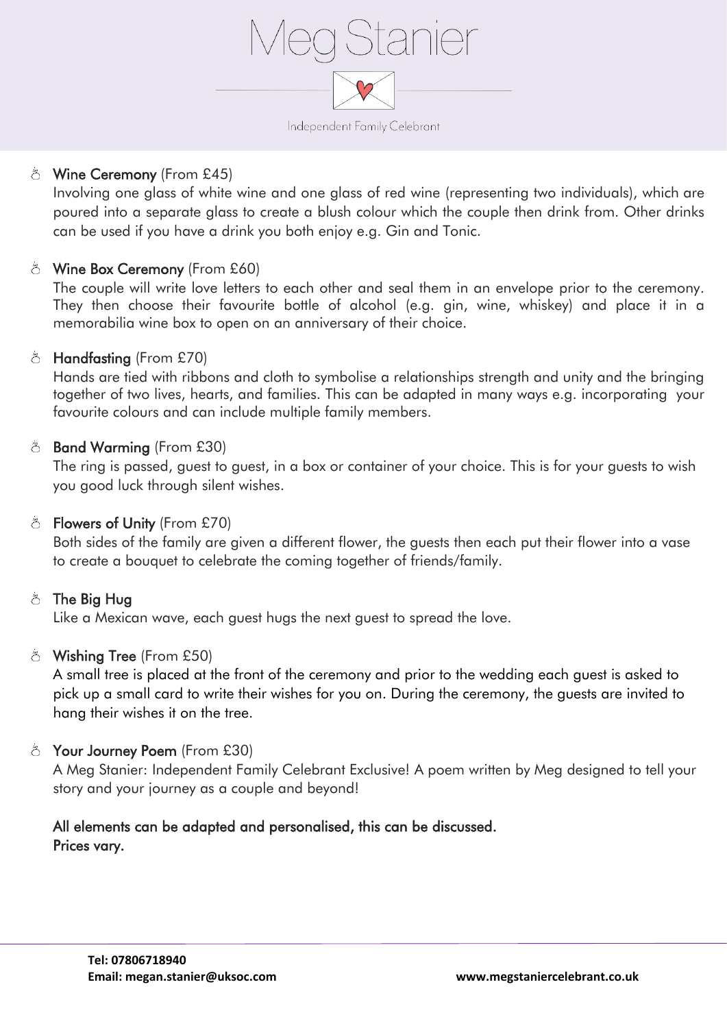- **Wine Ceremony** (From £45)
  Involving one glass of white wine and one glass of red wine (representing two individuals), which are poured into a separate glass to create a blush colour which the couple then drink from. Other drinks can be used if you have a drink you both enjoy e.g. Gin and Tonic.

- **Wine Box Ceremony** (From £60)
  The couple will write love letters to each other and seal them in an envelope prior to the ceremony. They then choose their favourite bottle of alcohol (e.g. gin, wine, whiskey) and place it in a memorabilia wine box to open on an anniversary of their choice.

- **Handfasting** (From £70)
  Hands are tied with ribbons and cloth to symbolise a relationships strength and unity and the bringing together of two lives, hearts, and families. This can be adapted in many ways e.g. incorporating your favourite colours and can include multiple family members.

- **Band Warming** (From £30)
  The ring is passed, guest to guest, in a box or container of your choice. This is for your guests to wish you good luck through silent wishes.

- **Flowers of Unity** (From £70)
  Both sides of the family are given a different flower, the guests then each put their flower into a vase to create a bouquet to celebrate the coming together of friends/family.

- **The Big Hug**
  Like a Mexican wave, each guest hugs the next guest to spread the love.

- **Wishing Tree** (From £50)
  A small tree is placed at the front of the ceremony and prior to the wedding each guest is asked to pick up a small card to write their wishes for you on. During the ceremony, the guests are invited to hang their wishes it on the tree.

- **Your Journey Poem** (From £30)
  A Meg Stanier: Independent Family Celebrant Exclusive! A poem written by Meg designed to tell your story and your journey as a couple and beyond!

**All elements can be adapted and personalised, this can be discussed.**
**Prices vary.**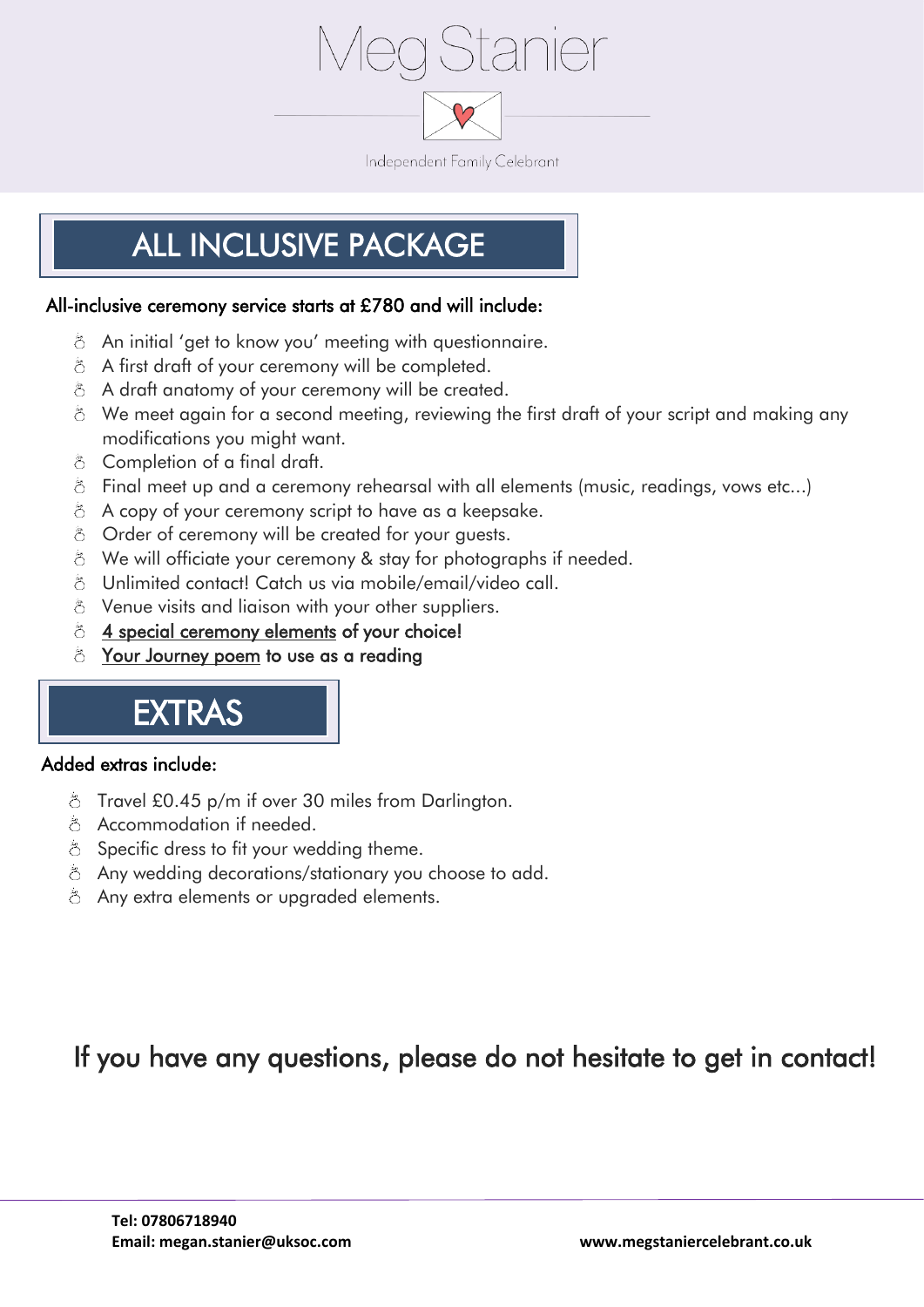# Meg Stanier

Independent Family Celebrant

## ALL INCLUSIVE PACKAGE

All-inclusive ceremony service starts at £780 and will include:

- An initial 'get to know you' meeting with questionnaire.
- A first draft of your ceremony will be completed.
- A draft anatomy of your ceremony will be created.
- We meet again for a second meeting, reviewing the first draft of your script and making any modifications you might want.
- Completion of a final draft.
- Final meet up and a ceremony rehearsal with all elements (music, readings, vows etc...)
- A copy of your ceremony script to have as a keepsake.
- Order of ceremony will be created for your guests.
- We will officiate your ceremony & stay for photographs if needed.
- Unlimited contact! Catch us via mobile/email/video call.
- Venue visits and liaison with your other suppliers.
- **4 special ceremony elements of your choice!**
- **Your Journey poem to use as a reading**

## EXTRAS

Added extras include:

- Travel £0.45 p/m if over 30 miles from Darlington.
- Accommodation if needed.
- Specific dress to fit your wedding theme.
- Any wedding decorations/stationary you choose to add.
- Any extra elements or upgraded elements.

If you have any questions, please do not hesitate to get in contact!

**Tel: 07806718940**
**Email: megan.stanier@uksoc.com**

**www.megstaniercelebrant.co.uk**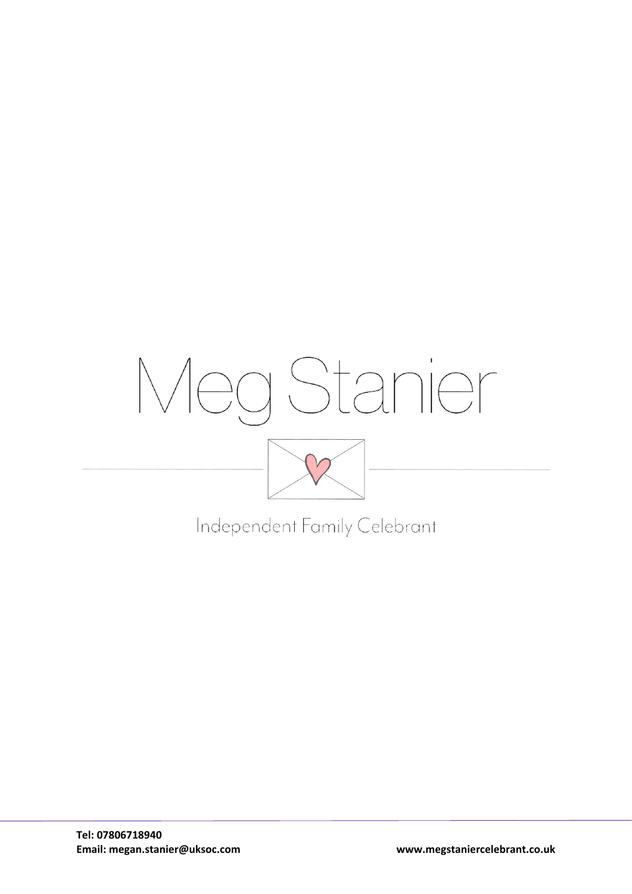# Meg Stanier

Independent Family Celebrant

**Tel: 07806718940**
**Email: megan.stanier@uksoc.com**

**www.megstaniercelebrant.co.uk**